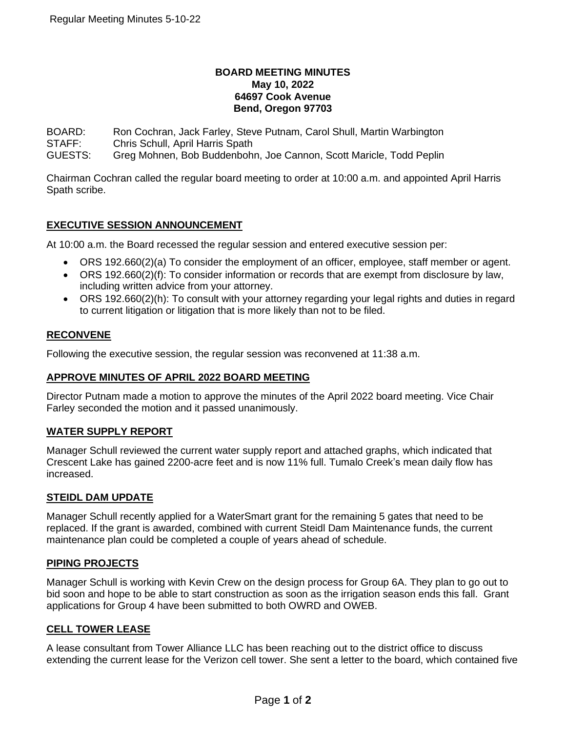**BOARD MEETING MINUTES**
**May 10, 2022**
**64697 Cook Avenue**
**Bend, Oregon 97703**

BOARD: Ron Cochran, Jack Farley, Steve Putnam, Carol Shull, Martin Warbington
STAFF: Chris Schull, April Harris Spath
GUESTS: Greg Mohnen, Bob Buddenbohn, Joe Cannon, Scott Maricle, Todd Peplin

Chairman Cochran called the regular board meeting to order at 10:00 a.m. and appointed April Harris Spath scribe.

## EXECUTIVE SESSION ANNOUNCEMENT

At 10:00 a.m. the Board recessed the regular session and entered executive session per:

- ORS 192.660(2)(a) To consider the employment of an officer, employee, staff member or agent.
- ORS 192.660(2)(f): To consider information or records that are exempt from disclosure by law, including written advice from your attorney.
- ORS 192.660(2)(h): To consult with your attorney regarding your legal rights and duties in regard to current litigation or litigation that is more likely than not to be filed.

## RECONVENE

Following the executive session, the regular session was reconvened at 11:38 a.m.

## APPROVE MINUTES OF APRIL 2022 BOARD MEETING

Director Putnam made a motion to approve the minutes of the April 2022 board meeting. Vice Chair Farley seconded the motion and it passed unanimously.

## WATER SUPPLY REPORT

Manager Schull reviewed the current water supply report and attached graphs, which indicated that Crescent Lake has gained 2200-acre feet and is now 11% full. Tumalo Creek's mean daily flow has increased.

## STEIDL DAM UPDATE

Manager Schull recently applied for a WaterSmart grant for the remaining 5 gates that need to be replaced. If the grant is awarded, combined with current Steidl Dam Maintenance funds, the current maintenance plan could be completed a couple of years ahead of schedule.

## PIPING PROJECTS

Manager Schull is working with Kevin Crew on the design process for Group 6A. They plan to go out to bid soon and hope to be able to start construction as soon as the irrigation season ends this fall. Grant applications for Group 4 have been submitted to both OWRD and OWEB.

## CELL TOWER LEASE

A lease consultant from Tower Alliance LLC has been reaching out to the district office to discuss extending the current lease for the Verizon cell tower. She sent a letter to the board, which contained five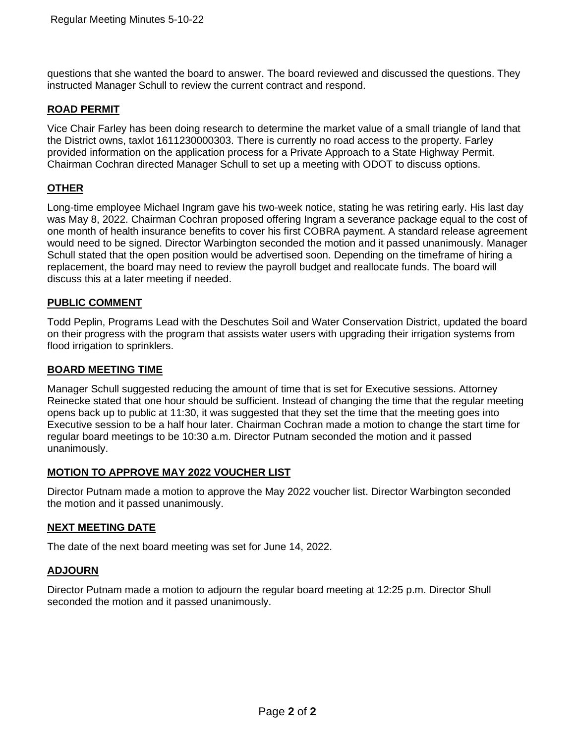questions that she wanted the board to answer. The board reviewed and discussed the questions. They instructed Manager Schull to review the current contract and respond.

**ROAD PERMIT**

Vice Chair Farley has been doing research to determine the market value of a small triangle of land that the District owns, taxlot 1611230000303. There is currently no road access to the property. Farley provided information on the application process for a Private Approach to a State Highway Permit. Chairman Cochran directed Manager Schull to set up a meeting with ODOT to discuss options.

**OTHER**

Long-time employee Michael Ingram gave his two-week notice, stating he was retiring early. His last day was May 8, 2022. Chairman Cochran proposed offering Ingram a severance package equal to the cost of one month of health insurance benefits to cover his first COBRA payment. A standard release agreement would need to be signed. Director Warbington seconded the motion and it passed unanimously. Manager Schull stated that the open position would be advertised soon. Depending on the timeframe of hiring a replacement, the board may need to review the payroll budget and reallocate funds. The board will discuss this at a later meeting if needed.

**PUBLIC COMMENT**

Todd Peplin, Programs Lead with the Deschutes Soil and Water Conservation District, updated the board on their progress with the program that assists water users with upgrading their irrigation systems from flood irrigation to sprinklers.

**BOARD MEETING TIME**

Manager Schull suggested reducing the amount of time that is set for Executive sessions. Attorney Reinecke stated that one hour should be sufficient. Instead of changing the time that the regular meeting opens back up to public at 11:30, it was suggested that they set the time that the meeting goes into Executive session to be a half hour later. Chairman Cochran made a motion to change the start time for regular board meetings to be 10:30 a.m. Director Putnam seconded the motion and it passed unanimously.

**MOTION TO APPROVE MAY 2022 VOUCHER LIST**

Director Putnam made a motion to approve the May 2022 voucher list. Director Warbington seconded the motion and it passed unanimously.

**NEXT MEETING DATE**

The date of the next board meeting was set for June 14, 2022.

**ADJOURN**

Director Putnam made a motion to adjourn the regular board meeting at 12:25 p.m. Director Shull seconded the motion and it passed unanimously.